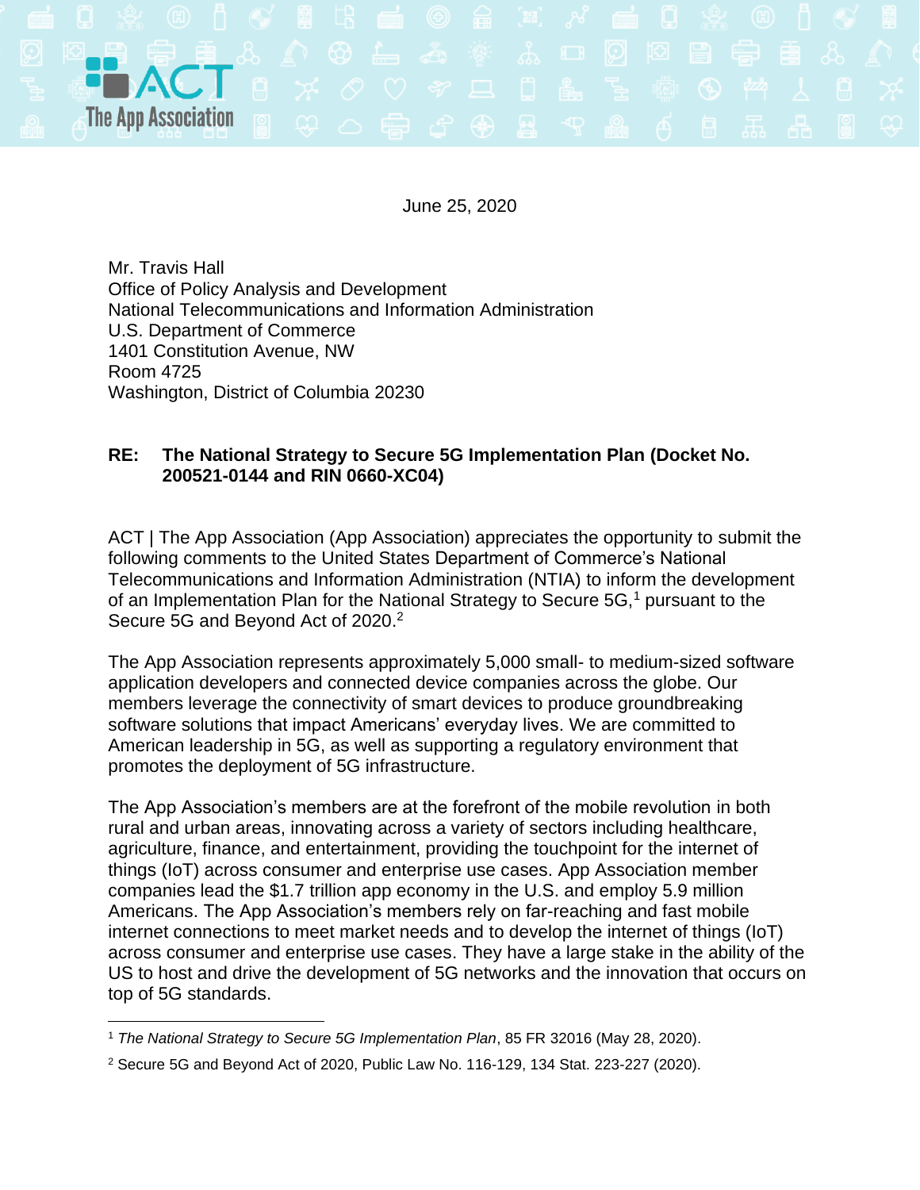June 25, 2020

Mr. Travis Hall
Office of Policy Analysis and Development
National Telecommunications and Information Administration
U.S. Department of Commerce
1401 Constitution Avenue, NW
Room 4725
Washington, District of Columbia 20230

**RE: The National Strategy to Secure 5G Implementation Plan (Docket No. 200521-0144 and RIN 0660-XC04)**

ACT | The App Association (App Association) appreciates the opportunity to submit the following comments to the United States Department of Commerce's National Telecommunications and Information Administration (NTIA) to inform the development of an Implementation Plan for the National Strategy to Secure 5G,[1] pursuant to the Secure 5G and Beyond Act of 2020.[2]

The App Association represents approximately 5,000 small- to medium-sized software application developers and connected device companies across the globe. Our members leverage the connectivity of smart devices to produce groundbreaking software solutions that impact Americans' everyday lives. We are committed to American leadership in 5G, as well as supporting a regulatory environment that promotes the deployment of 5G infrastructure.

The App Association's members are at the forefront of the mobile revolution in both rural and urban areas, innovating across a variety of sectors including healthcare, agriculture, finance, and entertainment, providing the touchpoint for the internet of things (IoT) across consumer and enterprise use cases. App Association member companies lead the $1.7 trillion app economy in the U.S. and employ 5.9 million Americans. The App Association's members rely on far-reaching and fast mobile internet connections to meet market needs and to develop the internet of things (IoT) across consumer and enterprise use cases. They have a large stake in the ability of the US to host and drive the development of 5G networks and the innovation that occurs on top of 5G standards.

[1] *The National Strategy to Secure 5G Implementation Plan*, 85 FR 32016 (May 28, 2020).

[2] Secure 5G and Beyond Act of 2020, Public Law No. 116-129, 134 Stat. 223-227 (2020).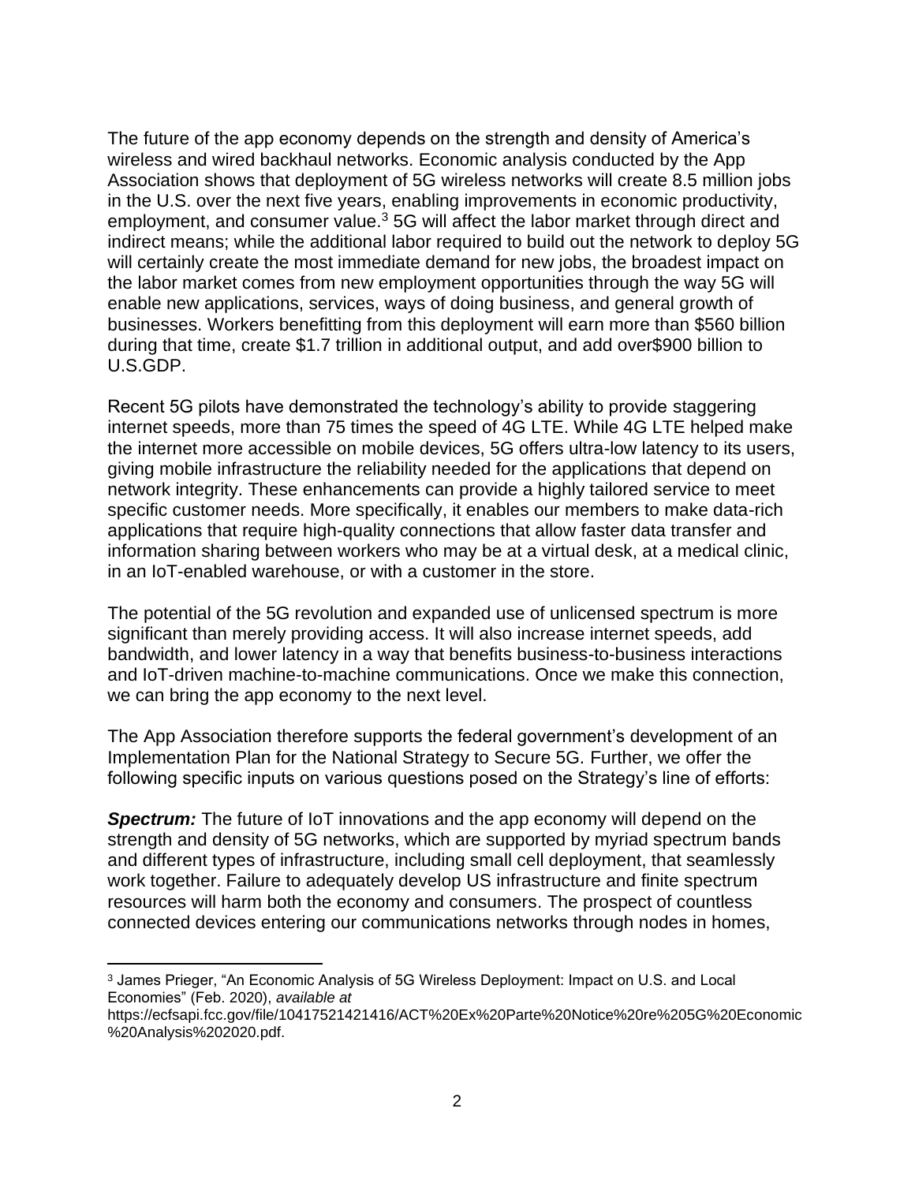The future of the app economy depends on the strength and density of America's wireless and wired backhaul networks. Economic analysis conducted by the App Association shows that deployment of 5G wireless networks will create 8.5 million jobs in the U.S. over the next five years, enabling improvements in economic productivity, employment, and consumer value.[3] 5G will affect the labor market through direct and indirect means; while the additional labor required to build out the network to deploy 5G will certainly create the most immediate demand for new jobs, the broadest impact on the labor market comes from new employment opportunities through the way 5G will enable new applications, services, ways of doing business, and general growth of businesses. Workers benefitting from this deployment will earn more than $560 billion during that time, create $1.7 trillion in additional output, and add over$900 billion to U.S.GDP.

Recent 5G pilots have demonstrated the technology's ability to provide staggering internet speeds, more than 75 times the speed of 4G LTE. While 4G LTE helped make the internet more accessible on mobile devices, 5G offers ultra-low latency to its users, giving mobile infrastructure the reliability needed for the applications that depend on network integrity. These enhancements can provide a highly tailored service to meet specific customer needs. More specifically, it enables our members to make data-rich applications that require high-quality connections that allow faster data transfer and information sharing between workers who may be at a virtual desk, at a medical clinic, in an IoT-enabled warehouse, or with a customer in the store.

The potential of the 5G revolution and expanded use of unlicensed spectrum is more significant than merely providing access. It will also increase internet speeds, add bandwidth, and lower latency in a way that benefits business-to-business interactions and IoT-driven machine-to-machine communications. Once we make this connection, we can bring the app economy to the next level.

The App Association therefore supports the federal government's development of an Implementation Plan for the National Strategy to Secure 5G. Further, we offer the following specific inputs on various questions posed on the Strategy's line of efforts:

***Spectrum:*** The future of IoT innovations and the app economy will depend on the strength and density of 5G networks, which are supported by myriad spectrum bands and different types of infrastructure, including small cell deployment, that seamlessly work together. Failure to adequately develop US infrastructure and finite spectrum resources will harm both the economy and consumers. The prospect of countless connected devices entering our communications networks through nodes in homes,

---

[3] James Prieger, "An Economic Analysis of 5G Wireless Deployment: Impact on U.S. and Local Economies" (Feb. 2020), *available at* https://ecfsapi.fcc.gov/file/10417521421416/ACT%20Ex%20Parte%20Notice%20re%205G%20Economic%20Analysis%202020.pdf.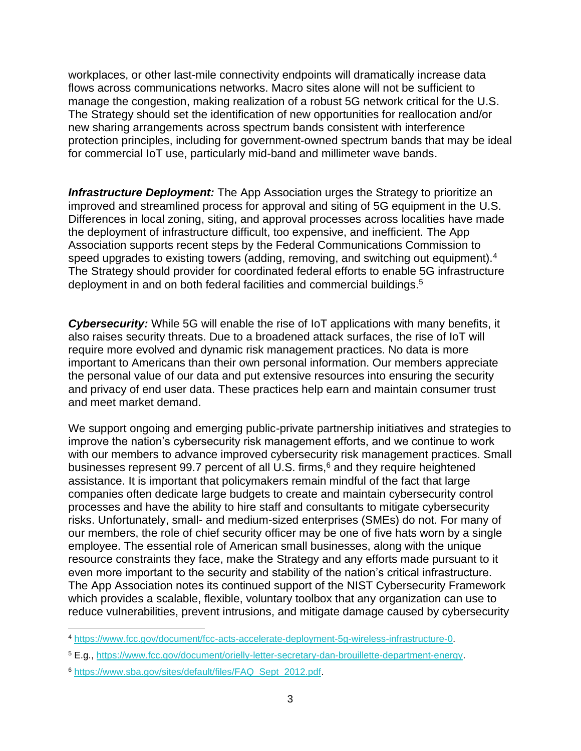workplaces, or other last-mile connectivity endpoints will dramatically increase data flows across communications networks. Macro sites alone will not be sufficient to manage the congestion, making realization of a robust 5G network critical for the U.S. The Strategy should set the identification of new opportunities for reallocation and/or new sharing arrangements across spectrum bands consistent with interference protection principles, including for government-owned spectrum bands that may be ideal for commercial IoT use, particularly mid-band and millimeter wave bands.

***Infrastructure Deployment:*** The App Association urges the Strategy to prioritize an improved and streamlined process for approval and siting of 5G equipment in the U.S. Differences in local zoning, siting, and approval processes across localities have made the deployment of infrastructure difficult, too expensive, and inefficient. The App Association supports recent steps by the Federal Communications Commission to speed upgrades to existing towers (adding, removing, and switching out equipment).[4] The Strategy should provider for coordinated federal efforts to enable 5G infrastructure deployment in and on both federal facilities and commercial buildings.[5]

***Cybersecurity:*** While 5G will enable the rise of IoT applications with many benefits, it also raises security threats. Due to a broadened attack surfaces, the rise of IoT will require more evolved and dynamic risk management practices. No data is more important to Americans than their own personal information. Our members appreciate the personal value of our data and put extensive resources into ensuring the security and privacy of end user data. These practices help earn and maintain consumer trust and meet market demand.

We support ongoing and emerging public-private partnership initiatives and strategies to improve the nation's cybersecurity risk management efforts, and we continue to work with our members to advance improved cybersecurity risk management practices. Small businesses represent 99.7 percent of all U.S. firms,[6] and they require heightened assistance. It is important that policymakers remain mindful of the fact that large companies often dedicate large budgets to create and maintain cybersecurity control processes and have the ability to hire staff and consultants to mitigate cybersecurity risks. Unfortunately, small- and medium-sized enterprises (SMEs) do not. For many of our members, the role of chief security officer may be one of five hats worn by a single employee. The essential role of American small businesses, along with the unique resource constraints they face, make the Strategy and any efforts made pursuant to it even more important to the security and stability of the nation's critical infrastructure. The App Association notes its continued support of the NIST Cybersecurity Framework which provides a scalable, flexible, voluntary toolbox that any organization can use to reduce vulnerabilities, prevent intrusions, and mitigate damage caused by cybersecurity

---

[4] https://www.fcc.gov/document/fcc-acts-accelerate-deployment-5g-wireless-infrastructure-0.

[5] E.g., https://www.fcc.gov/document/orielly-letter-secretary-dan-brouillette-department-energy.

[6] https://www.sba.gov/sites/default/files/FAQ_Sept_2012.pdf.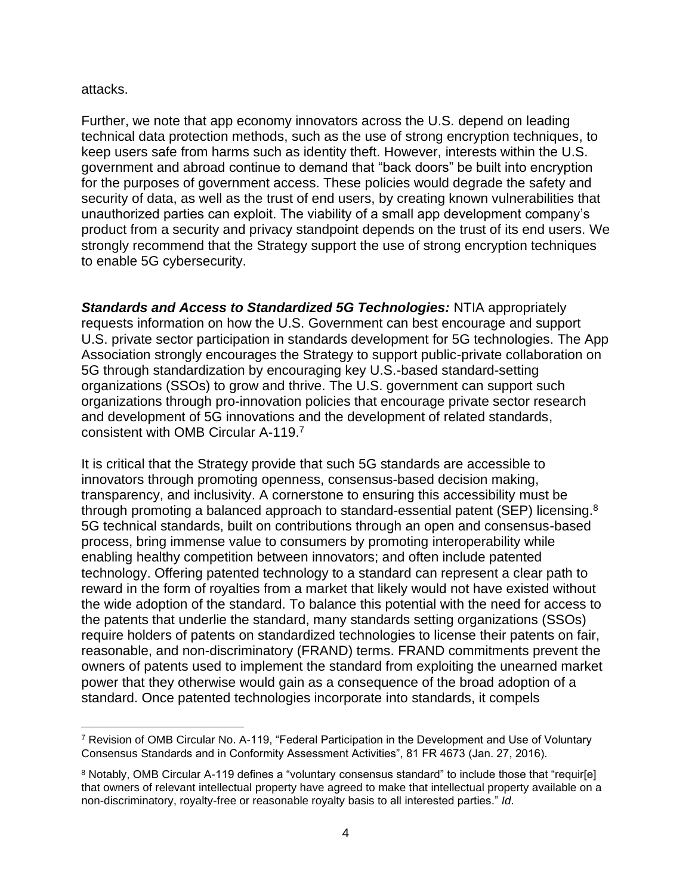attacks.

Further, we note that app economy innovators across the U.S. depend on leading technical data protection methods, such as the use of strong encryption techniques, to keep users safe from harms such as identity theft. However, interests within the U.S. government and abroad continue to demand that "back doors" be built into encryption for the purposes of government access. These policies would degrade the safety and security of data, as well as the trust of end users, by creating known vulnerabilities that unauthorized parties can exploit. The viability of a small app development company's product from a security and privacy standpoint depends on the trust of its end users. We strongly recommend that the Strategy support the use of strong encryption techniques to enable 5G cybersecurity.

***Standards and Access to Standardized 5G Technologies:*** NTIA appropriately requests information on how the U.S. Government can best encourage and support U.S. private sector participation in standards development for 5G technologies. The App Association strongly encourages the Strategy to support public-private collaboration on 5G through standardization by encouraging key U.S.-based standard-setting organizations (SSOs) to grow and thrive. The U.S. government can support such organizations through pro-innovation policies that encourage private sector research and development of 5G innovations and the development of related standards, consistent with OMB Circular A-119.[7]

It is critical that the Strategy provide that such 5G standards are accessible to innovators through promoting openness, consensus-based decision making, transparency, and inclusivity. A cornerstone to ensuring this accessibility must be through promoting a balanced approach to standard-essential patent (SEP) licensing.[8] 5G technical standards, built on contributions through an open and consensus-based process, bring immense value to consumers by promoting interoperability while enabling healthy competition between innovators; and often include patented technology. Offering patented technology to a standard can represent a clear path to reward in the form of royalties from a market that likely would not have existed without the wide adoption of the standard. To balance this potential with the need for access to the patents that underlie the standard, many standards setting organizations (SSOs) require holders of patents on standardized technologies to license their patents on fair, reasonable, and non-discriminatory (FRAND) terms. FRAND commitments prevent the owners of patents used to implement the standard from exploiting the unearned market power that they otherwise would gain as a consequence of the broad adoption of a standard. Once patented technologies incorporate into standards, it compels

[7] Revision of OMB Circular No. A-119, "Federal Participation in the Development and Use of Voluntary Consensus Standards and in Conformity Assessment Activities", 81 FR 4673 (Jan. 27, 2016).

[8] Notably, OMB Circular A-119 defines a "voluntary consensus standard" to include those that "requir[e] that owners of relevant intellectual property have agreed to make that intellectual property available on a non-discriminatory, royalty-free or reasonable royalty basis to all interested parties." *Id*.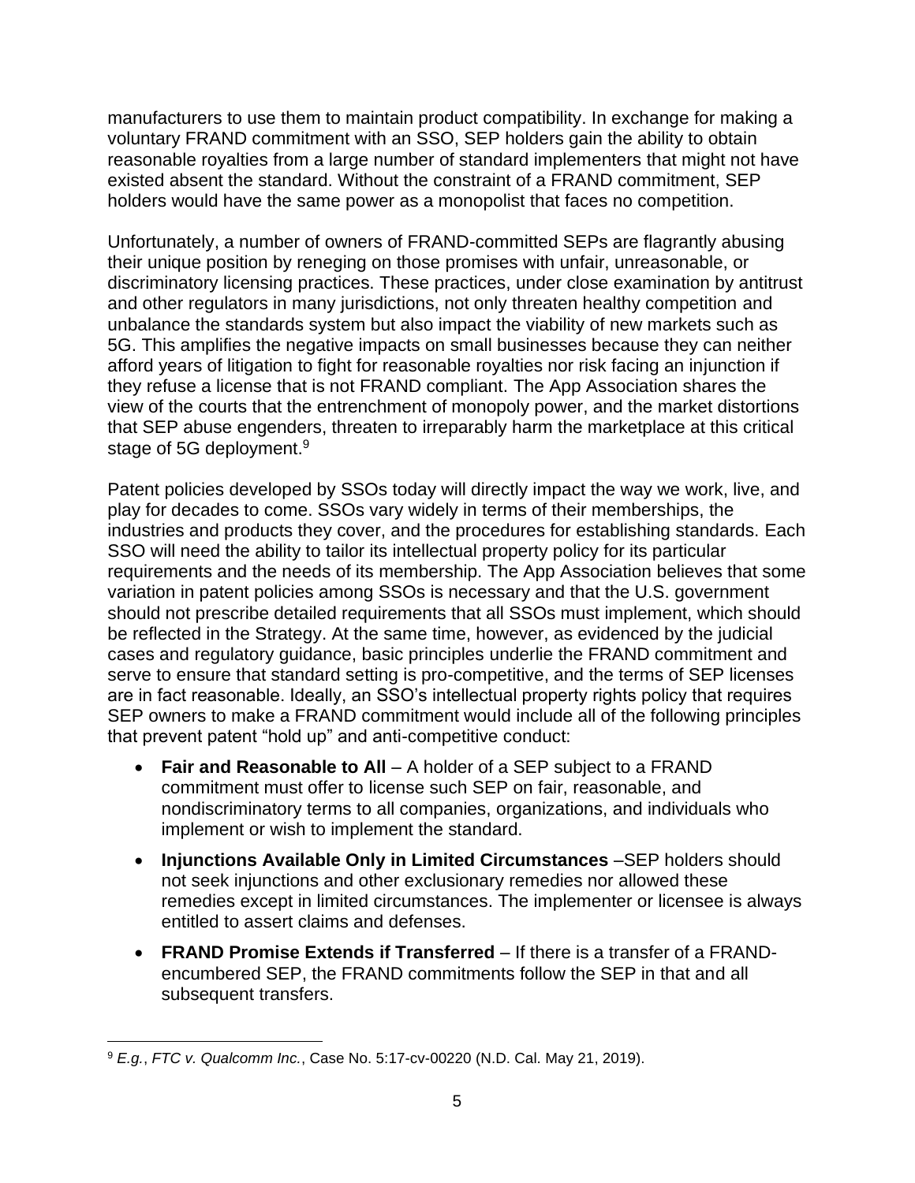manufacturers to use them to maintain product compatibility. In exchange for making a voluntary FRAND commitment with an SSO, SEP holders gain the ability to obtain reasonable royalties from a large number of standard implementers that might not have existed absent the standard. Without the constraint of a FRAND commitment, SEP holders would have the same power as a monopolist that faces no competition.

Unfortunately, a number of owners of FRAND-committed SEPs are flagrantly abusing their unique position by reneging on those promises with unfair, unreasonable, or discriminatory licensing practices. These practices, under close examination by antitrust and other regulators in many jurisdictions, not only threaten healthy competition and unbalance the standards system but also impact the viability of new markets such as 5G. This amplifies the negative impacts on small businesses because they can neither afford years of litigation to fight for reasonable royalties nor risk facing an injunction if they refuse a license that is not FRAND compliant. The App Association shares the view of the courts that the entrenchment of monopoly power, and the market distortions that SEP abuse engenders, threaten to irreparably harm the marketplace at this critical stage of 5G deployment.[9]

Patent policies developed by SSOs today will directly impact the way we work, live, and play for decades to come. SSOs vary widely in terms of their memberships, the industries and products they cover, and the procedures for establishing standards. Each SSO will need the ability to tailor its intellectual property policy for its particular requirements and the needs of its membership. The App Association believes that some variation in patent policies among SSOs is necessary and that the U.S. government should not prescribe detailed requirements that all SSOs must implement, which should be reflected in the Strategy. At the same time, however, as evidenced by the judicial cases and regulatory guidance, basic principles underlie the FRAND commitment and serve to ensure that standard setting is pro-competitive, and the terms of SEP licenses are in fact reasonable. Ideally, an SSO's intellectual property rights policy that requires SEP owners to make a FRAND commitment would include all of the following principles that prevent patent "hold up" and anti-competitive conduct:

- **Fair and Reasonable to All** – A holder of a SEP subject to a FRAND commitment must offer to license such SEP on fair, reasonable, and nondiscriminatory terms to all companies, organizations, and individuals who implement or wish to implement the standard.
- **Injunctions Available Only in Limited Circumstances** –SEP holders should not seek injunctions and other exclusionary remedies nor allowed these remedies except in limited circumstances. The implementer or licensee is always entitled to assert claims and defenses.
- **FRAND Promise Extends if Transferred** – If there is a transfer of a FRAND-encumbered SEP, the FRAND commitments follow the SEP in that and all subsequent transfers.

---

[9] *E.g.*, *FTC v. Qualcomm Inc.*, Case No. 5:17-cv-00220 (N.D. Cal. May 21, 2019).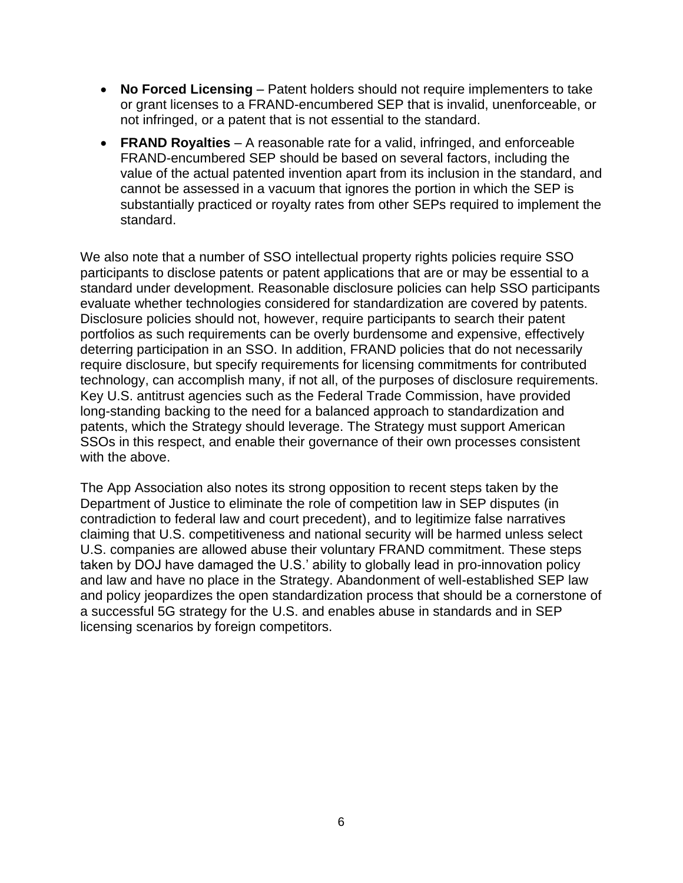- **No Forced Licensing** – Patent holders should not require implementers to take or grant licenses to a FRAND-encumbered SEP that is invalid, unenforceable, or not infringed, or a patent that is not essential to the standard.
- **FRAND Royalties** – A reasonable rate for a valid, infringed, and enforceable FRAND-encumbered SEP should be based on several factors, including the value of the actual patented invention apart from its inclusion in the standard, and cannot be assessed in a vacuum that ignores the portion in which the SEP is substantially practiced or royalty rates from other SEPs required to implement the standard.

We also note that a number of SSO intellectual property rights policies require SSO participants to disclose patents or patent applications that are or may be essential to a standard under development. Reasonable disclosure policies can help SSO participants evaluate whether technologies considered for standardization are covered by patents. Disclosure policies should not, however, require participants to search their patent portfolios as such requirements can be overly burdensome and expensive, effectively deterring participation in an SSO. In addition, FRAND policies that do not necessarily require disclosure, but specify requirements for licensing commitments for contributed technology, can accomplish many, if not all, of the purposes of disclosure requirements. Key U.S. antitrust agencies such as the Federal Trade Commission, have provided long-standing backing to the need for a balanced approach to standardization and patents, which the Strategy should leverage. The Strategy must support American SSOs in this respect, and enable their governance of their own processes consistent with the above.

The App Association also notes its strong opposition to recent steps taken by the Department of Justice to eliminate the role of competition law in SEP disputes (in contradiction to federal law and court precedent), and to legitimize false narratives claiming that U.S. competitiveness and national security will be harmed unless select U.S. companies are allowed abuse their voluntary FRAND commitment. These steps taken by DOJ have damaged the U.S.' ability to globally lead in pro-innovation policy and law and have no place in the Strategy. Abandonment of well-established SEP law and policy jeopardizes the open standardization process that should be a cornerstone of a successful 5G strategy for the U.S. and enables abuse in standards and in SEP licensing scenarios by foreign competitors.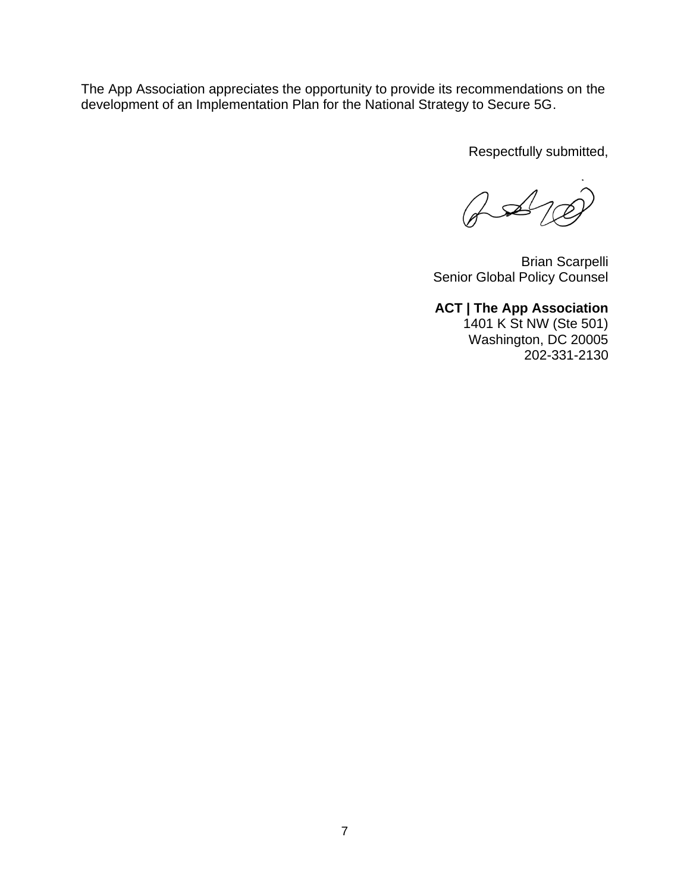The App Association appreciates the opportunity to provide its recommendations on the development of an Implementation Plan for the National Strategy to Secure 5G.

Respectfully submitted,

Brian Scarpelli
Senior Global Policy Counsel

**ACT | The App Association**
1401 K St NW (Ste 501)
Washington, DC 20005
202-331-2130